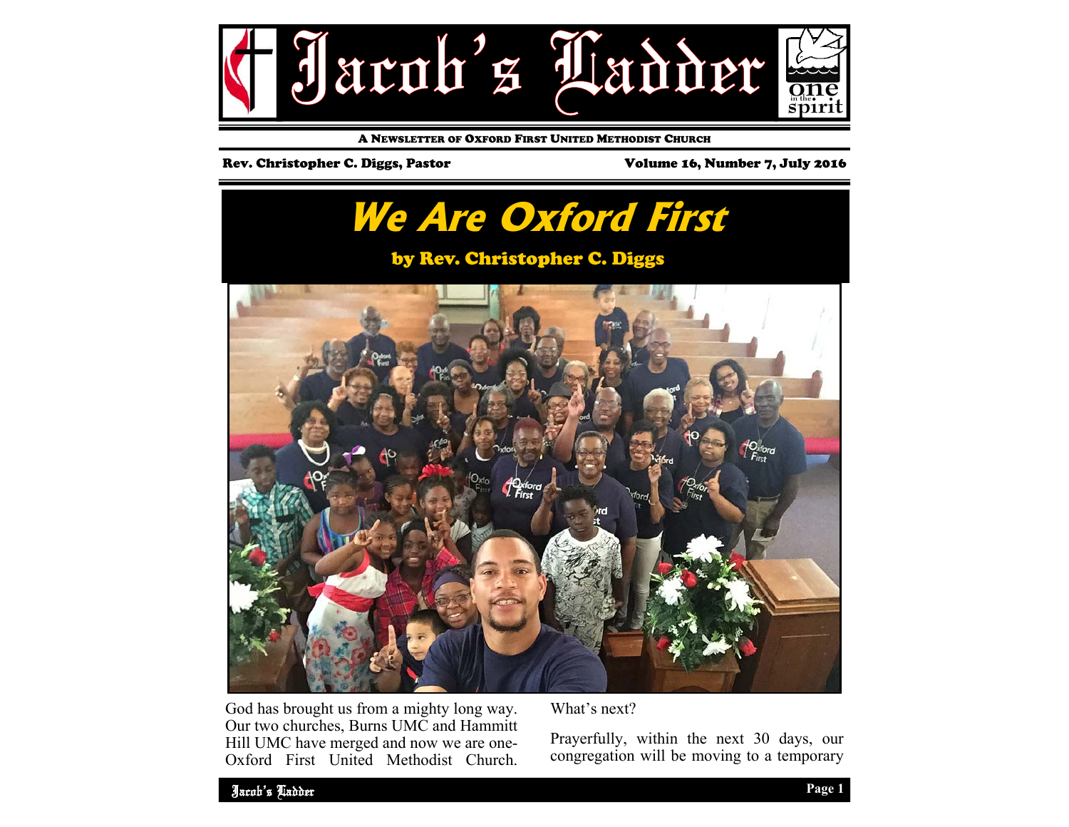# Jacob's Ladder

A Newsletter of Oxford First United Methodist Church

Rev. Christopher C. Diggs, Pastor

Volume 16, Number 7, July 2016

## We Are Oxford First

**by Rev. Christopher C. Diggs**

God has brought us from a mighty long way. Our two churches, Burns UMC and Hammitt Hill UMC have merged and now we are one- Oxford First United Methodist Church.

What's next?

Prayerfully, within the next 30 days, our congregation will be moving to a temporary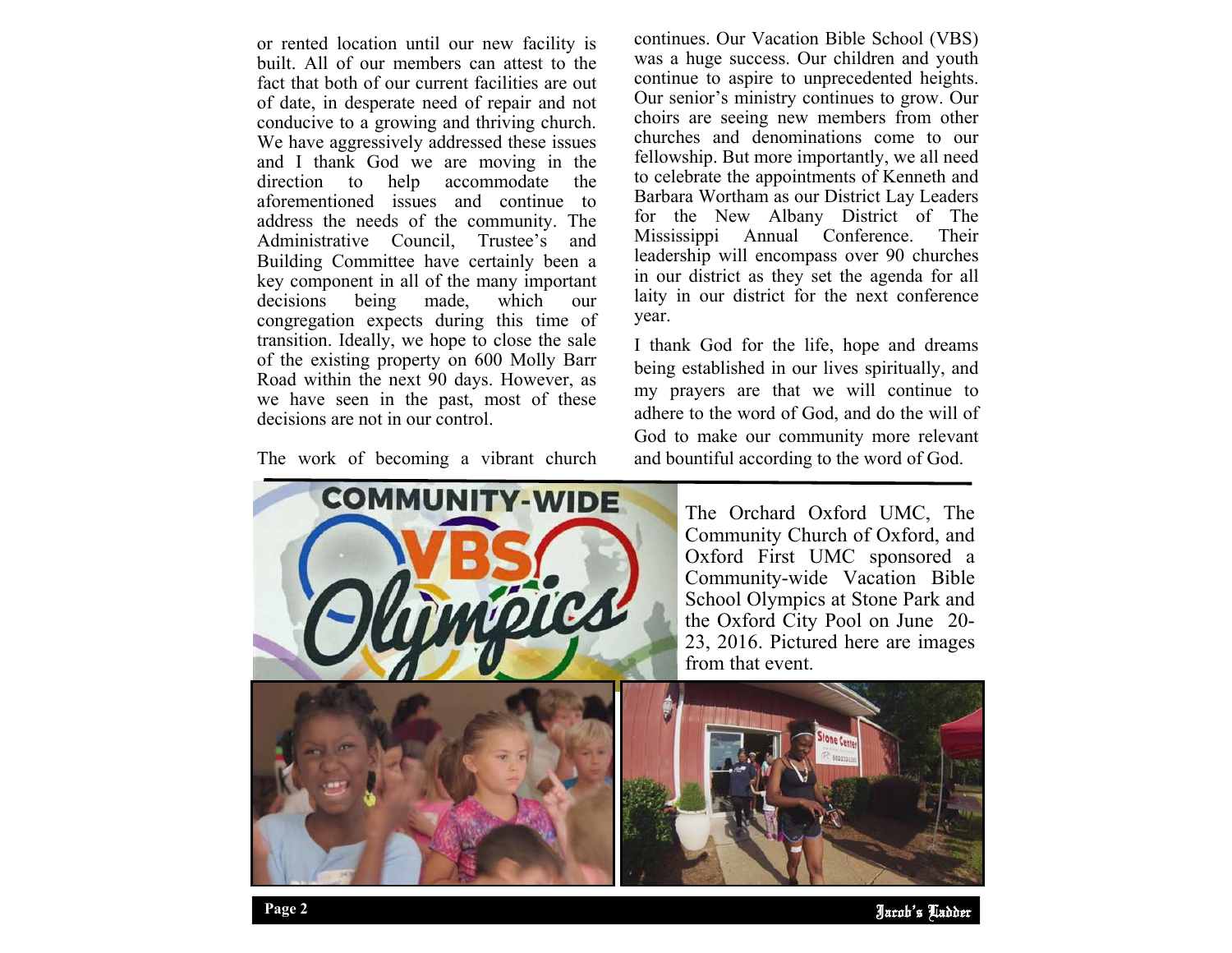or rented location until our new facility is built. All of our members can attest to the fact that both of our current facilities are out of date, in desperate need of repair and not conducive to a growing and thriving church. We have aggressively addressed these issues and I thank God we are moving in the direction to help accommodate the aforementioned issues and continue to address the needs of the community. The Administrative Council, Trustee's and Building Committee have certainly been a key component in all of the many important decisions being made, which our congregation expects during this time of transition. Ideally, we hope to close the sale of the existing property on 600 Molly Barr Road within the next 90 days. However, as we have seen in the past, most of these decisions are not in our control.

The work of becoming a vibrant church continues. Our Vacation Bible School (VBS) was a huge success. Our children and youth continue to aspire to unprecedented heights. Our senior's ministry continues to grow. Our choirs are seeing new members from other churches and denominations come to our fellowship. But more importantly, we all need to celebrate the appointments of Kenneth and Barbara Wortham as our District Lay Leaders for the New Albany District of The Mississippi Annual Conference. Their leadership will encompass over 90 churches in our district as they set the agenda for all laity in our district for the next conference year.

I thank God for the life, hope and dreams being established in our lives spiritually, and my prayers are that we will continue to adhere to the word of God, and do the will of God to make our community more relevant and bountiful according to the word of God.

The Orchard Oxford UMC, The Community Church of Oxford, and Oxford First UMC sponsored a Community-wide Vacation Bible School Olympics at Stone Park and the Oxford City Pool on June 20-23, 2016. Pictured here are images from that event.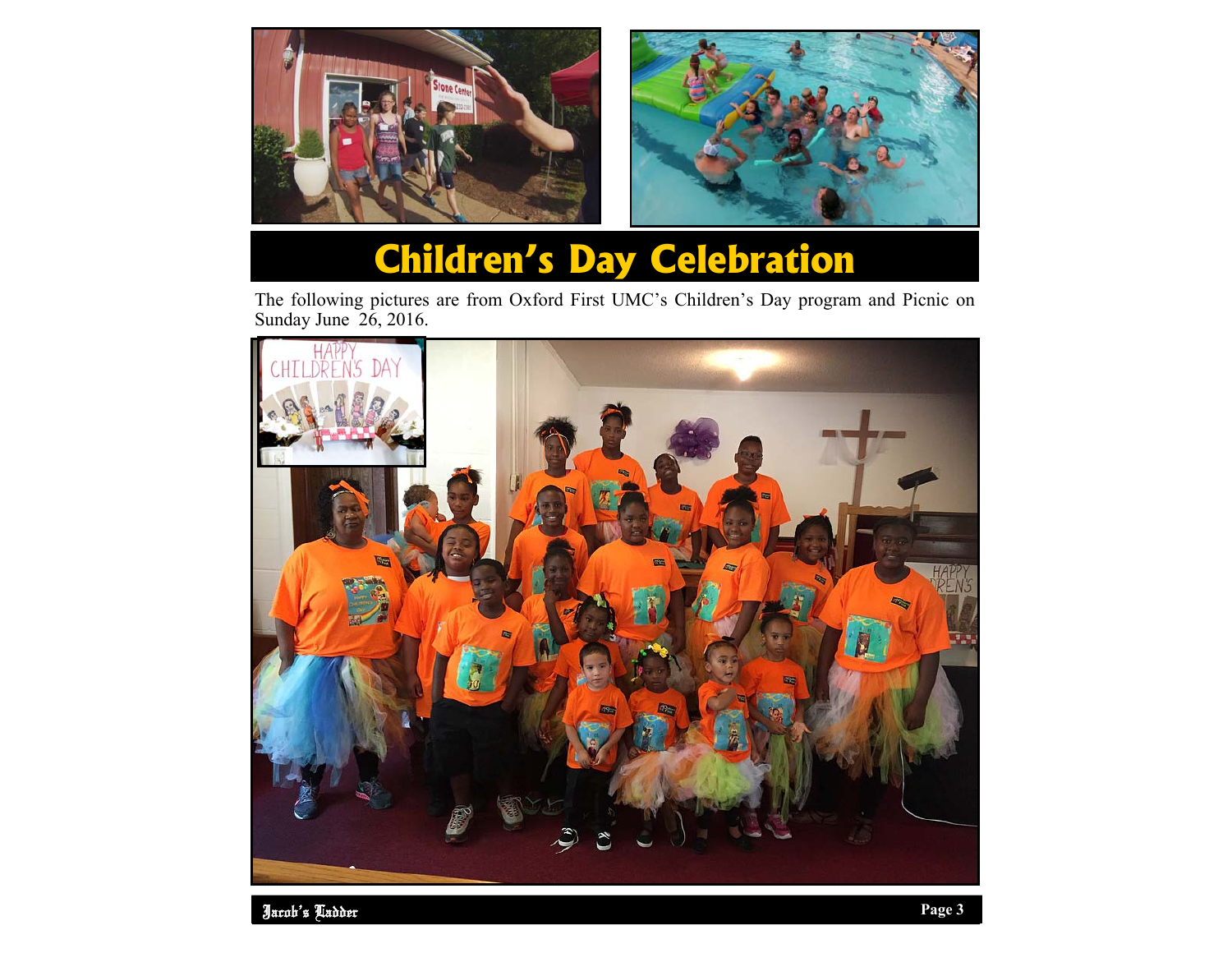# Children's Day Celebration

The following pictures are from Oxford First UMC's Children's Day program and Picnic on Sunday June 26, 2016.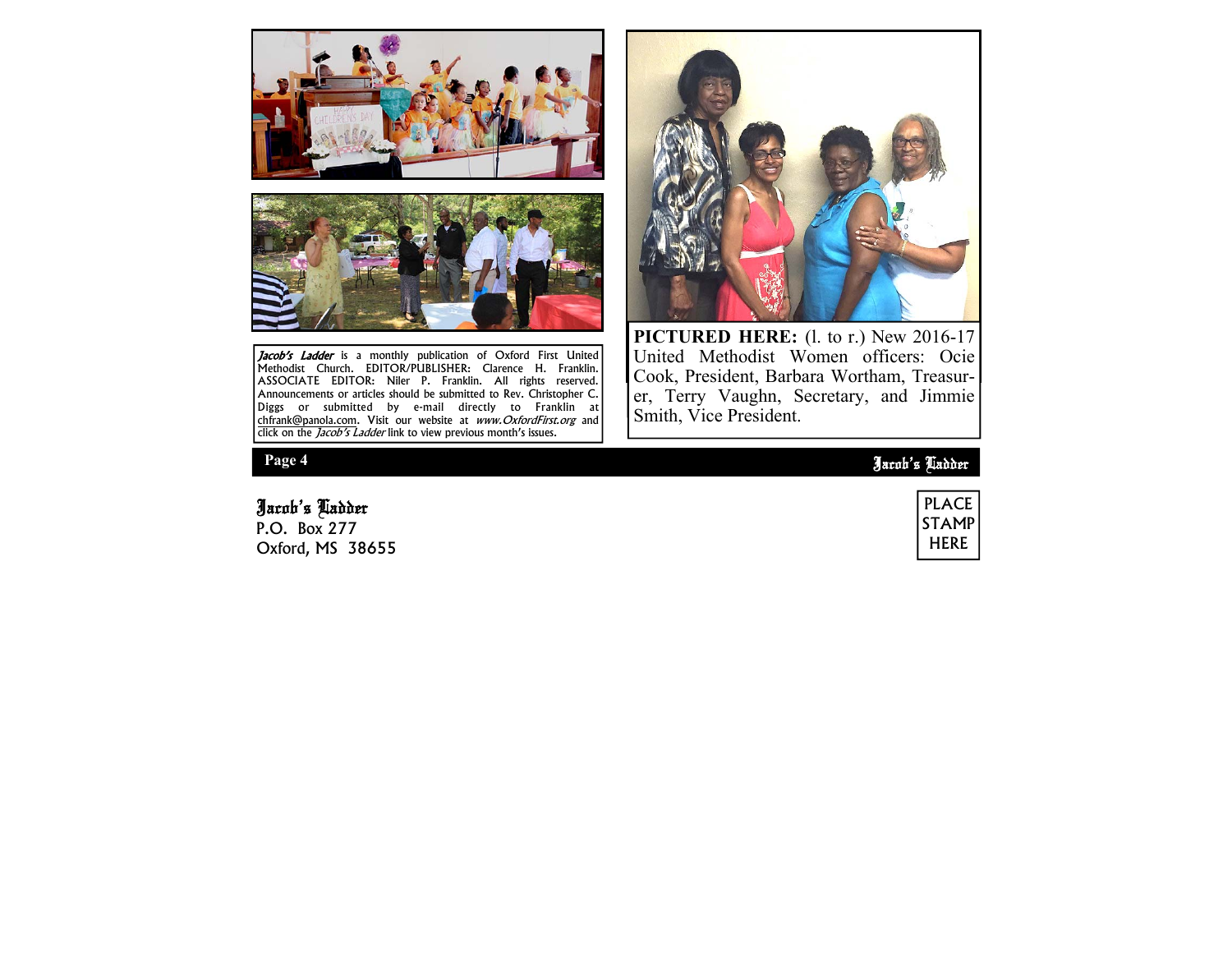*Jacob's Ladder* is a monthly publication of Oxford First United Methodist Church. EDITOR/PUBLISHER: Clarence H. Franklin. ASSOCIATE EDITOR: Niler P. Franklin. All rights reserved. Announcements or articles should be submitted to Rev. Christopher C. Diggs or submitted by e-mail directly to Franklin at chfrank@panola.com. Visit our website at *www.OxfordFirst.org* and click on the *Jacob's Ladder* link to view previous month's issues.

**PICTURED HERE:** (l. to r.) New 2016-17 United Methodist Women officers: Ocie Cook, President, Barbara Wortham, Treasurer, Terry Vaughn, Secretary, and Jimmie Smith, Vice President.

Jacob's Ladder
P.O. Box 277
Oxford, MS 38655

PLACE STAMP HERE